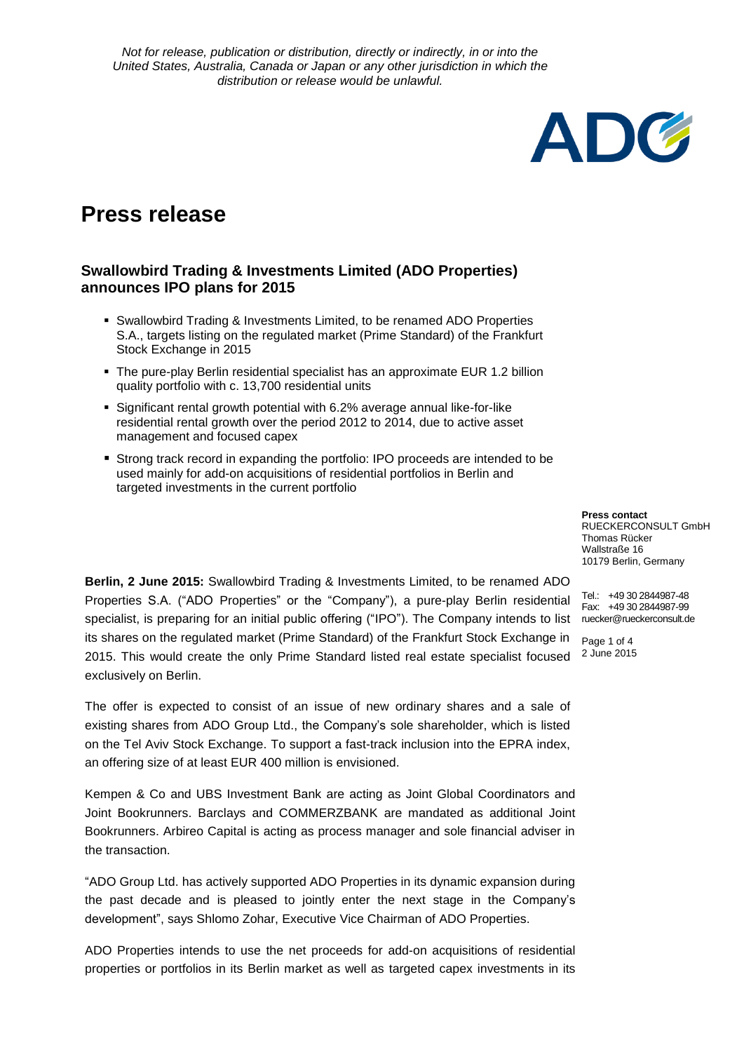*Not for release, publication or distribution, directly or indirectly, in or into the United States, Australia, Canada or Japan or any other jurisdiction in which the distribution or release would be unlawful.*

# Press release

## Swallowbird Trading & Investments Limited (ADO Properties) announces IPO plans for 2015

- Swallowbird Trading & Investments Limited, to be renamed ADO Properties S.A., targets listing on the regulated market (Prime Standard) of the Frankfurt Stock Exchange in 2015
- The pure-play Berlin residential specialist has an approximate EUR 1.2 billion quality portfolio with c. 13,700 residential units
- Significant rental growth potential with 6.2% average annual like-for-like residential rental growth over the period 2012 to 2014, due to active asset management and focused capex
- Strong track record in expanding the portfolio: IPO proceeds are intended to be used mainly for add-on acquisitions of residential portfolios in Berlin and targeted investments in the current portfolio

**Press contact**
RUECKERCONSULT GmbH
Thomas Rücker
Wallstraße 16
10179 Berlin, Germany

Tel.: +49 30 2844987-48
Fax: +49 30 2844987-99
ruecker@rueckerconsult.de

2 June 2015

**Berlin, 2 June 2015:** Swallowbird Trading & Investments Limited, to be renamed ADO Properties S.A. ("ADO Properties" or the "Company"), a pure-play Berlin residential specialist, is preparing for an initial public offering ("IPO"). The Company intends to list its shares on the regulated market (Prime Standard) of the Frankfurt Stock Exchange in 2015. This would create the only Prime Standard listed real estate specialist focused exclusively on Berlin.

The offer is expected to consist of an issue of new ordinary shares and a sale of existing shares from ADO Group Ltd., the Company's sole shareholder, which is listed on the Tel Aviv Stock Exchange. To support a fast-track inclusion into the EPRA index, an offering size of at least EUR 400 million is envisioned.

Kempen & Co and UBS Investment Bank are acting as Joint Global Coordinators and Joint Bookrunners. Barclays and COMMERZBANK are mandated as additional Joint Bookrunners. Arbireo Capital is acting as process manager and sole financial adviser in the transaction.

"ADO Group Ltd. has actively supported ADO Properties in its dynamic expansion during the past decade and is pleased to jointly enter the next stage in the Company's development", says Shlomo Zohar, Executive Vice Chairman of ADO Properties.

ADO Properties intends to use the net proceeds for add-on acquisitions of residential properties or portfolios in its Berlin market as well as targeted capex investments in its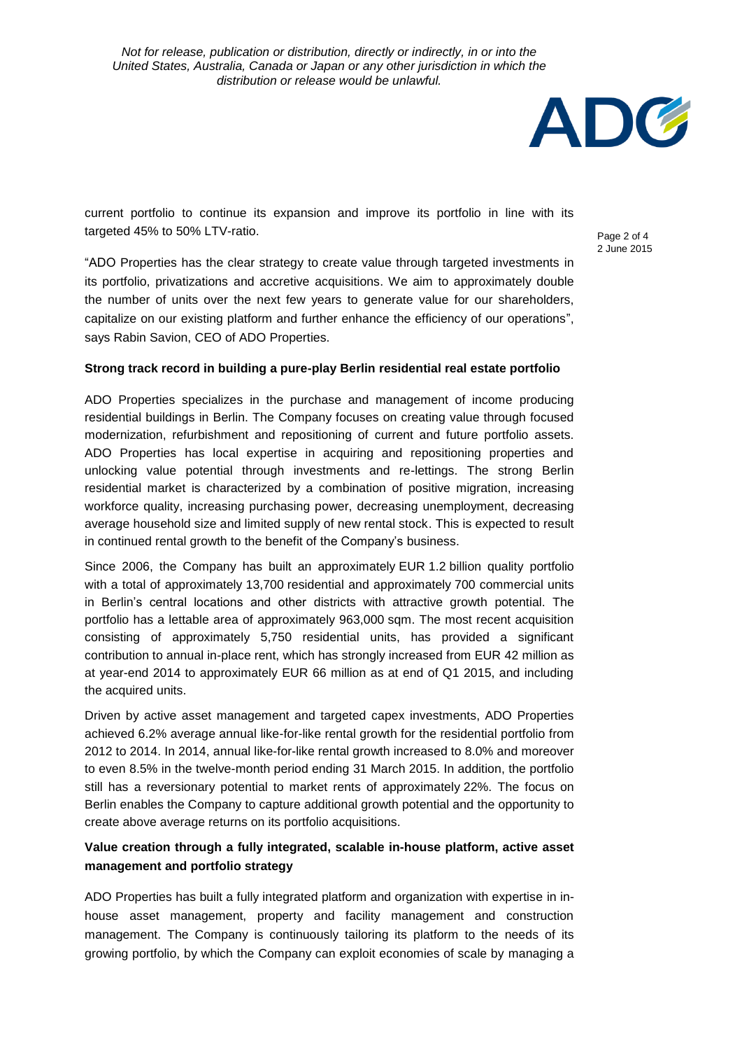current portfolio to continue its expansion and improve its portfolio in line with its targeted 45% to 50% LTV-ratio.

"ADO Properties has the clear strategy to create value through targeted investments in its portfolio, privatizations and accretive acquisitions. We aim to approximately double the number of units over the next few years to generate value for our shareholders, capitalize on our existing platform and further enhance the efficiency of our operations", says Rabin Savion, CEO of ADO Properties.

**Strong track record in building a pure-play Berlin residential real estate portfolio**

ADO Properties specializes in the purchase and management of income producing residential buildings in Berlin. The Company focuses on creating value through focused modernization, refurbishment and repositioning of current and future portfolio assets. ADO Properties has local expertise in acquiring and repositioning properties and unlocking value potential through investments and re-lettings. The strong Berlin residential market is characterized by a combination of positive migration, increasing workforce quality, increasing purchasing power, decreasing unemployment, decreasing average household size and limited supply of new rental stock. This is expected to result in continued rental growth to the benefit of the Company's business.

Since 2006, the Company has built an approximately EUR 1.2 billion quality portfolio with a total of approximately 13,700 residential and approximately 700 commercial units in Berlin's central locations and other districts with attractive growth potential. The portfolio has a lettable area of approximately 963,000 sqm. The most recent acquisition consisting of approximately 5,750 residential units, has provided a significant contribution to annual in-place rent, which has strongly increased from EUR 42 million as at year-end 2014 to approximately EUR 66 million as at end of Q1 2015, and including the acquired units.

Driven by active asset management and targeted capex investments, ADO Properties achieved 6.2% average annual like-for-like rental growth for the residential portfolio from 2012 to 2014. In 2014, annual like-for-like rental growth increased to 8.0% and moreover to even 8.5% in the twelve-month period ending 31 March 2015. In addition, the portfolio still has a reversionary potential to market rents of approximately 22%. The focus on Berlin enables the Company to capture additional growth potential and the opportunity to create above average returns on its portfolio acquisitions.

**Value creation through a fully integrated, scalable in-house platform, active asset management and portfolio strategy**

ADO Properties has built a fully integrated platform and organization with expertise in in-house asset management, property and facility management and construction management. The Company is continuously tailoring its platform to the needs of its growing portfolio, by which the Company can exploit economies of scale by managing a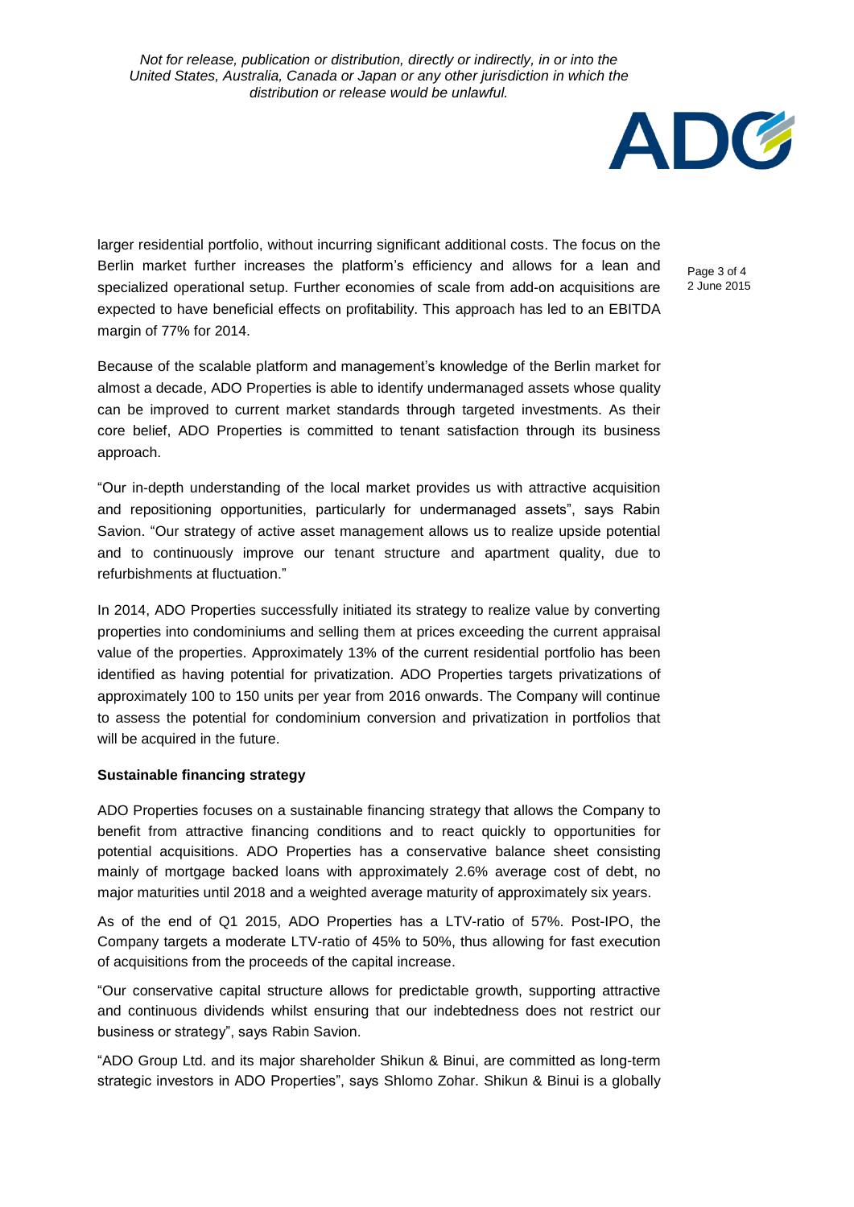larger residential portfolio, without incurring significant additional costs. The focus on the Berlin market further increases the platform's efficiency and allows for a lean and specialized operational setup. Further economies of scale from add-on acquisitions are expected to have beneficial effects on profitability. This approach has led to an EBITDA margin of 77% for 2014.

Because of the scalable platform and management's knowledge of the Berlin market for almost a decade, ADO Properties is able to identify undermanaged assets whose quality can be improved to current market standards through targeted investments. As their core belief, ADO Properties is committed to tenant satisfaction through its business approach.

"Our in-depth understanding of the local market provides us with attractive acquisition and repositioning opportunities, particularly for undermanaged assets", says Rabin Savion. "Our strategy of active asset management allows us to realize upside potential and to continuously improve our tenant structure and apartment quality, due to refurbishments at fluctuation."

In 2014, ADO Properties successfully initiated its strategy to realize value by converting properties into condominiums and selling them at prices exceeding the current appraisal value of the properties. Approximately 13% of the current residential portfolio has been identified as having potential for privatization. ADO Properties targets privatizations of approximately 100 to 150 units per year from 2016 onwards. The Company will continue to assess the potential for condominium conversion and privatization in portfolios that will be acquired in the future.

**Sustainable financing strategy**

ADO Properties focuses on a sustainable financing strategy that allows the Company to benefit from attractive financing conditions and to react quickly to opportunities for potential acquisitions. ADO Properties has a conservative balance sheet consisting mainly of mortgage backed loans with approximately 2.6% average cost of debt, no major maturities until 2018 and a weighted average maturity of approximately six years.

As of the end of Q1 2015, ADO Properties has a LTV-ratio of 57%. Post-IPO, the Company targets a moderate LTV-ratio of 45% to 50%, thus allowing for fast execution of acquisitions from the proceeds of the capital increase.

"Our conservative capital structure allows for predictable growth, supporting attractive and continuous dividends whilst ensuring that our indebtedness does not restrict our business or strategy", says Rabin Savion.

"ADO Group Ltd. and its major shareholder Shikun & Binui, are committed as long-term strategic investors in ADO Properties", says Shlomo Zohar. Shikun & Binui is a globally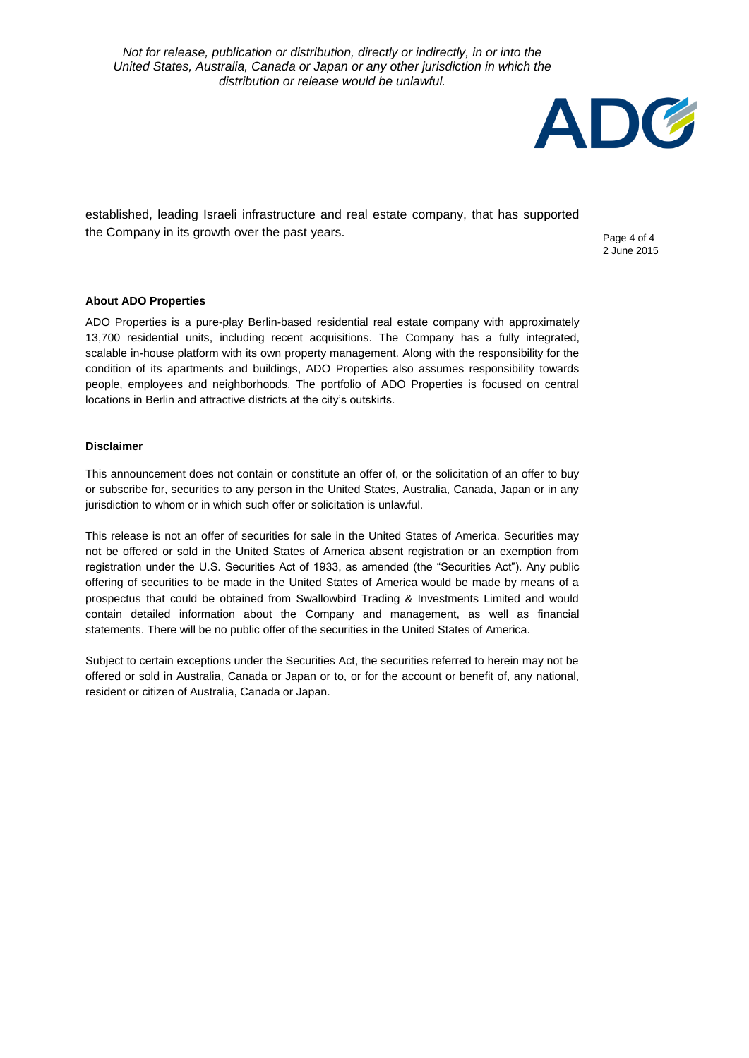*Not for release, publication or distribution, directly or indirectly, in or into the United States, Australia, Canada or Japan or any other jurisdiction in which the distribution or release would be unlawful.*

established, leading Israeli infrastructure and real estate company, that has supported the Company in its growth over the past years.

**About ADO Properties**

ADO Properties is a pure-play Berlin-based residential real estate company with approximately 13,700 residential units, including recent acquisitions. The Company has a fully integrated, scalable in-house platform with its own property management. Along with the responsibility for the condition of its apartments and buildings, ADO Properties also assumes responsibility towards people, employees and neighborhoods. The portfolio of ADO Properties is focused on central locations in Berlin and attractive districts at the city's outskirts.

**Disclaimer**

This announcement does not contain or constitute an offer of, or the solicitation of an offer to buy or subscribe for, securities to any person in the United States, Australia, Canada, Japan or in any jurisdiction to whom or in which such offer or solicitation is unlawful.

This release is not an offer of securities for sale in the United States of America. Securities may not be offered or sold in the United States of America absent registration or an exemption from registration under the U.S. Securities Act of 1933, as amended (the "Securities Act"). Any public offering of securities to be made in the United States of America would be made by means of a prospectus that could be obtained from Swallowbird Trading & Investments Limited and would contain detailed information about the Company and management, as well as financial statements. There will be no public offer of the securities in the United States of America.

Subject to certain exceptions under the Securities Act, the securities referred to herein may not be offered or sold in Australia, Canada or Japan or to, or for the account or benefit of, any national, resident or citizen of Australia, Canada or Japan.